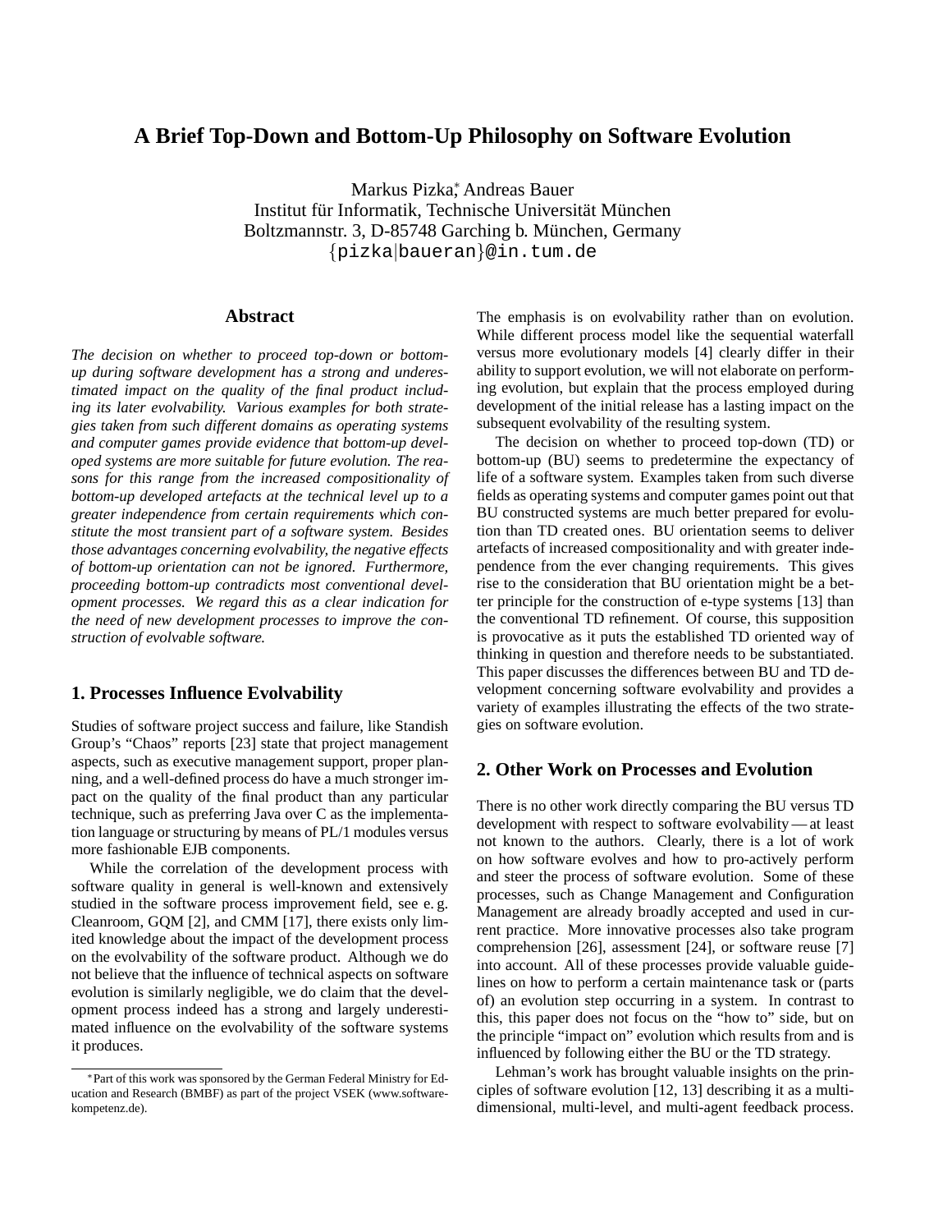# A Brief Top-Down and Bottom-Up Philosophy on Software Evolution

Markus Pizka[*], Andreas Bauer
Institut für Informatik, Technische Universität München
Boltzmannstr. 3, D-85748 Garching b. München, Germany
{pizka|baueran}@in.tum.de

## Abstract

*The decision on whether to proceed top-down or bottom-up during software development has a strong and underestimated impact on the quality of the final product including its later evolvability. Various examples for both strategies taken from such different domains as operating systems and computer games provide evidence that bottom-up developed systems are more suitable for future evolution. The reasons for this range from the increased compositionality of bottom-up developed artefacts at the technical level up to a greater independence from certain requirements which constitute the most transient part of a software system. Besides those advantages concerning evolvability, the negative effects of bottom-up orientation can not be ignored. Furthermore, proceeding bottom-up contradicts most conventional development processes. We regard this as a clear indication for the need of new development processes to improve the construction of evolvable software.*

## 1. Processes Influence Evolvability

Studies of software project success and failure, like Standish Group's "Chaos" reports [23] state that project management aspects, such as executive management support, proper planning, and a well-defined process do have a much stronger impact on the quality of the final product than any particular technique, such as preferring Java over C as the implementation language or structuring by means of PL/1 modules versus more fashionable EJB components.

While the correlation of the development process with software quality in general is well-known and extensively studied in the software process improvement field, see e. g. Cleanroom, GQM [2], and CMM [17], there exists only limited knowledge about the impact of the development process on the evolvability of the software product. Although we do not believe that the influence of technical aspects on software evolution is similarly negligible, we do claim that the development process indeed has a strong and largely underestimated influence on the evolvability of the software systems it produces.

The emphasis is on evolvability rather than on evolution. While different process model like the sequential waterfall versus more evolutionary models [4] clearly differ in their ability to support evolution, we will not elaborate on performing evolution, but explain that the process employed during development of the initial release has a lasting impact on the subsequent evolvability of the resulting system.

The decision on whether to proceed top-down (TD) or bottom-up (BU) seems to predetermine the expectancy of life of a software system. Examples taken from such diverse fields as operating systems and computer games point out that BU constructed systems are much better prepared for evolution than TD created ones. BU orientation seems to deliver artefacts of increased compositionality and with greater independence from the ever changing requirements. This gives rise to the consideration that BU orientation might be a better principle for the construction of e-type systems [13] than the conventional TD refinement. Of course, this supposition is provocative as it puts the established TD oriented way of thinking in question and therefore needs to be substantiated. This paper discusses the differences between BU and TD development concerning software evolvability and provides a variety of examples illustrating the effects of the two strategies on software evolution.

## 2. Other Work on Processes and Evolution

There is no other work directly comparing the BU versus TD development with respect to software evolvability — at least not known to the authors. Clearly, there is a lot of work on how software evolves and how to pro-actively perform and steer the process of software evolution. Some of these processes, such as Change Management and Configuration Management are already broadly accepted and used in current practice. More innovative processes also take program comprehension [26], assessment [24], or software reuse [7] into account. All of these processes provide valuable guidelines on how to perform a certain maintenance task or (parts of) an evolution step occurring in a system. In contrast to this, this paper does not focus on the "how to" side, but on the principle "impact on" evolution which results from and is influenced by following either the BU or the TD strategy.

Lehman's work has brought valuable insights on the principles of software evolution [12, 13] describing it as a multi-dimensional, multi-level, and multi-agent feedback process.

[*] Part of this work was sponsored by the German Federal Ministry for Education and Research (BMBF) as part of the project VSEK (www.software-kompetenz.de).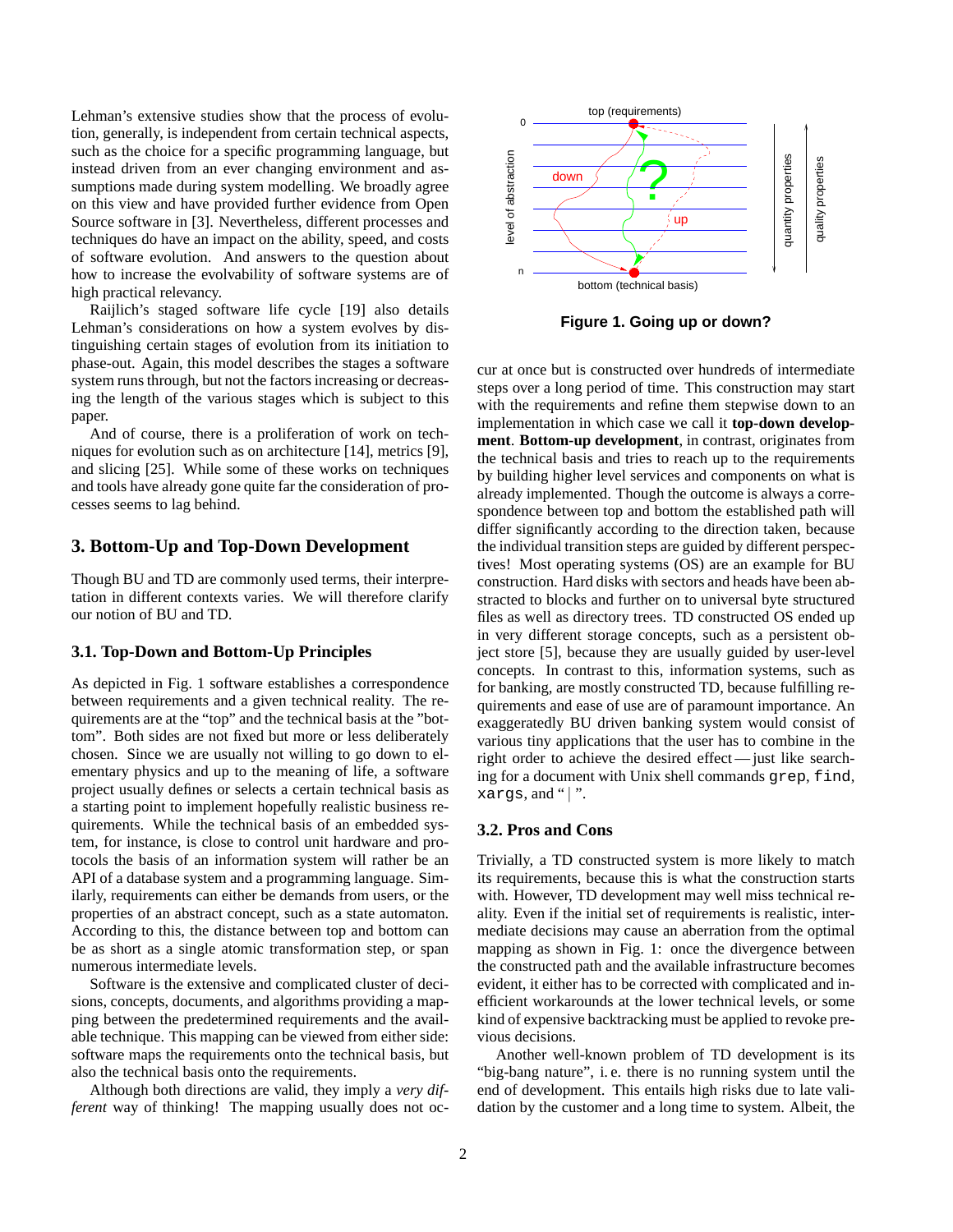Lehman's extensive studies show that the process of evolution, generally, is independent from certain technical aspects, such as the choice for a specific programming language, but instead driven from an ever changing environment and assumptions made during system modelling. We broadly agree on this view and have provided further evidence from Open Source software in [3]. Nevertheless, different processes and techniques do have an impact on the ability, speed, and costs of software evolution. And answers to the question about how to increase the evolvability of software systems are of high practical relevancy.

Raijlich's staged software life cycle [19] also details Lehman's considerations on how a system evolves by distinguishing certain stages of evolution from its initiation to phase-out. Again, this model describes the stages a software system runs through, but not the factors increasing or decreasing the length of the various stages which is subject to this paper.

And of course, there is a proliferation of work on techniques for evolution such as on architecture [14], metrics [9], and slicing [25]. While some of these works on techniques and tools have already gone quite far the consideration of processes seems to lag behind.

## 3. Bottom-Up and Top-Down Development

Though BU and TD are commonly used terms, their interpretation in different contexts varies. We will therefore clarify our notion of BU and TD.

### 3.1. Top-Down and Bottom-Up Principles

As depicted in Fig. 1 software establishes a correspondence between requirements and a given technical reality. The requirements are at the "top" and the technical basis at the "bottom". Both sides are not fixed but more or less deliberately chosen. Since we are usually not willing to go down to elementary physics and up to the meaning of life, a software project usually defines or selects a certain technical basis as a starting point to implement hopefully realistic business requirements. While the technical basis of an embedded system, for instance, is close to control unit hardware and protocols the basis of an information system will rather be an API of a database system and a programming language. Similarly, requirements can either be demands from users, or the properties of an abstract concept, such as a state automaton. According to this, the distance between top and bottom can be as short as a single atomic transformation step, or span numerous intermediate levels.

Software is the extensive and complicated cluster of decisions, concepts, documents, and algorithms providing a mapping between the predetermined requirements and the available technique. This mapping can be viewed from either side: software maps the requirements onto the technical basis, but also the technical basis onto the requirements.

Although both directions are valid, they imply a *very different* way of thinking! The mapping usually does not occur at once but is constructed over hundreds of intermediate steps over a long period of time. This construction may start with the requirements and refine them stepwise down to an implementation in which case we call it **top-down development**. **Bottom-up development**, in contrast, originates from the technical basis and tries to reach up to the requirements by building higher level services and components on what is already implemented. Though the outcome is always a correspondence between top and bottom the established path will differ significantly according to the direction taken, because the individual transition steps are guided by different perspectives! Most operating systems (OS) are an example for BU construction. Hard disks with sectors and heads have been abstracted to blocks and further on to universal byte structured files as well as directory trees. TD constructed OS ended up in very different storage concepts, such as a persistent object store [5], because they are usually guided by user-level concepts. In contrast to this, information systems, such as for banking, are mostly constructed TD, because fulfilling requirements and ease of use are of paramount importance. An exaggeratedly BU driven banking system would consist of various tiny applications that the user has to combine in the right order to achieve the desired effect — just like searching for a document with Unix shell commands `grep`, `find`, `xargs`, and "|".

top (requirements)
0
level of abstraction
down
?
up
n
bottom (technical basis)
quantity properties
quality properties

**Figure 1. Going up or down?**

### 3.2. Pros and Cons

Trivially, a TD constructed system is more likely to match its requirements, because this is what the construction starts with. However, TD development may well miss technical reality. Even if the initial set of requirements is realistic, intermediate decisions may cause an aberration from the optimal mapping as shown in Fig. 1: once the divergence between the constructed path and the available infrastructure becomes evident, it either has to be corrected with complicated and inefficient workarounds at the lower technical levels, or some kind of expensive backtracking must be applied to revoke previous decisions.

Another well-known problem of TD development is its "big-bang nature", i. e. there is no running system until the end of development. This entails high risks due to late validation by the customer and a long time to system. Albeit, the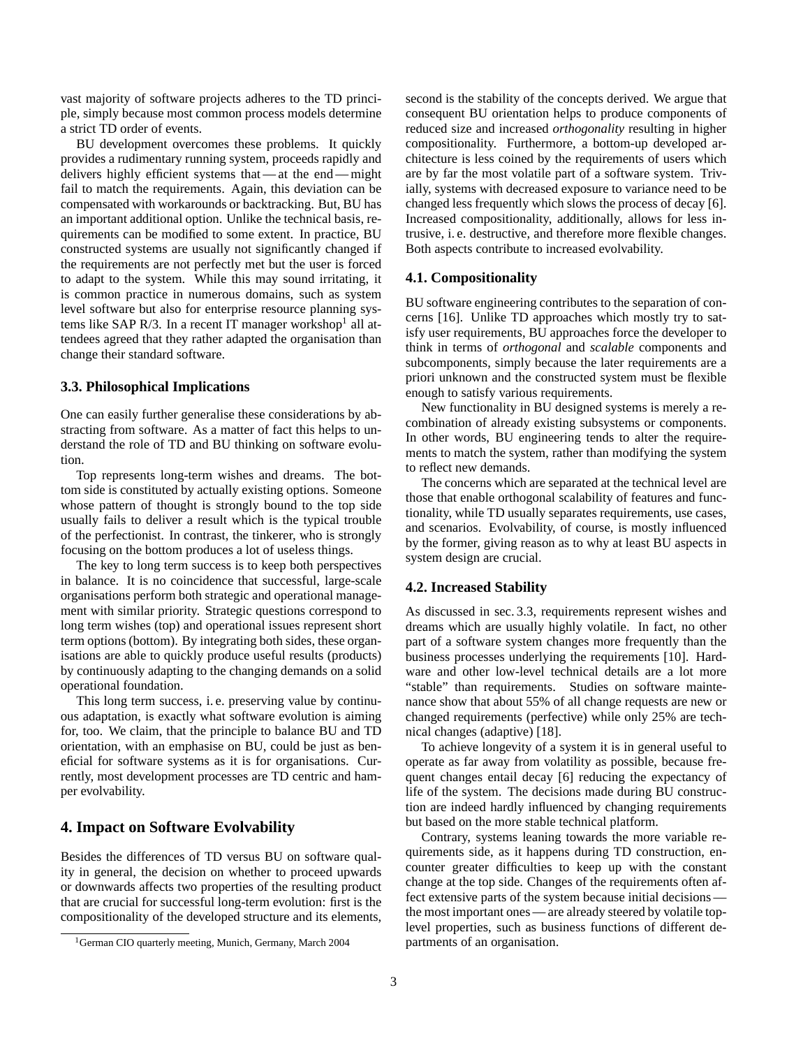vast majority of software projects adheres to the TD principle, simply because most common process models determine a strict TD order of events.

BU development overcomes these problems. It quickly provides a rudimentary running system, proceeds rapidly and delivers highly efficient systems that — at the end — might fail to match the requirements. Again, this deviation can be compensated with workarounds or backtracking. But, BU has an important additional option. Unlike the technical basis, requirements can be modified to some extent. In practice, BU constructed systems are usually not significantly changed if the requirements are not perfectly met but the user is forced to adapt to the system. While this may sound irritating, it is common practice in numerous domains, such as system level software but also for enterprise resource planning systems like SAP R/3. In a recent IT manager workshop[1] all attendees agreed that they rather adapted the organisation than change their standard software.

### 3.3. Philosophical Implications

One can easily further generalise these considerations by abstracting from software. As a matter of fact this helps to understand the role of TD and BU thinking on software evolution.

Top represents long-term wishes and dreams. The bottom side is constituted by actually existing options. Someone whose pattern of thought is strongly bound to the top side usually fails to deliver a result which is the typical trouble of the perfectionist. In contrast, the tinkerer, who is strongly focusing on the bottom produces a lot of useless things.

The key to long term success is to keep both perspectives in balance. It is no coincidence that successful, large-scale organisations perform both strategic and operational management with similar priority. Strategic questions correspond to long term wishes (top) and operational issues represent short term options (bottom). By integrating both sides, these organisations are able to quickly produce useful results (products) by continuously adapting to the changing demands on a solid operational foundation.

This long term success, i. e. preserving value by continuous adaptation, is exactly what software evolution is aiming for, too. We claim, that the principle to balance BU and TD orientation, with an emphasise on BU, could be just as beneficial for software systems as it is for organisations. Currently, most development processes are TD centric and hamper evolvability.

## 4. Impact on Software Evolvability

Besides the differences of TD versus BU on software quality in general, the decision on whether to proceed upwards or downwards affects two properties of the resulting product that are crucial for successful long-term evolution: first is the compositionality of the developed structure and its elements, second is the stability of the concepts derived. We argue that consequent BU orientation helps to produce components of reduced size and increased *orthogonality* resulting in higher compositionality. Furthermore, a bottom-up developed architecture is less coined by the requirements of users which are by far the most volatile part of a software system. Trivially, systems with decreased exposure to variance need to be changed less frequently which slows the process of decay [6]. Increased compositionality, additionally, allows for less intrusive, i. e. destructive, and therefore more flexible changes. Both aspects contribute to increased evolvability.

### 4.1. Compositionality

BU software engineering contributes to the separation of concerns [16]. Unlike TD approaches which mostly try to satisfy user requirements, BU approaches force the developer to think in terms of *orthogonal* and *scalable* components and subcomponents, simply because the later requirements are a priori unknown and the constructed system must be flexible enough to satisfy various requirements.

New functionality in BU designed systems is merely a recombination of already existing subsystems or components. In other words, BU engineering tends to alter the requirements to match the system, rather than modifying the system to reflect new demands.

The concerns which are separated at the technical level are those that enable orthogonal scalability of features and functionality, while TD usually separates requirements, use cases, and scenarios. Evolvability, of course, is mostly influenced by the former, giving reason as to why at least BU aspects in system design are crucial.

### 4.2. Increased Stability

As discussed in sec. 3.3, requirements represent wishes and dreams which are usually highly volatile. In fact, no other part of a software system changes more frequently than the business processes underlying the requirements [10]. Hardware and other low-level technical details are a lot more "stable" than requirements. Studies on software maintenance show that about 55% of all change requests are new or changed requirements (perfective) while only 25% are technical changes (adaptive) [18].

To achieve longevity of a system it is in general useful to operate as far away from volatility as possible, because frequent changes entail decay [6] reducing the expectancy of life of the system. The decisions made during BU construction are indeed hardly influenced by changing requirements but based on the more stable technical platform.

Contrary, systems leaning towards the more variable requirements side, as it happens during TD construction, encounter greater difficulties to keep up with the constant change at the top side. Changes of the requirements often affect extensive parts of the system because initial decisions — the most important ones — are already steered by volatile top-level properties, such as business functions of different departments of an organisation.

[1] German CIO quarterly meeting, Munich, Germany, March 2004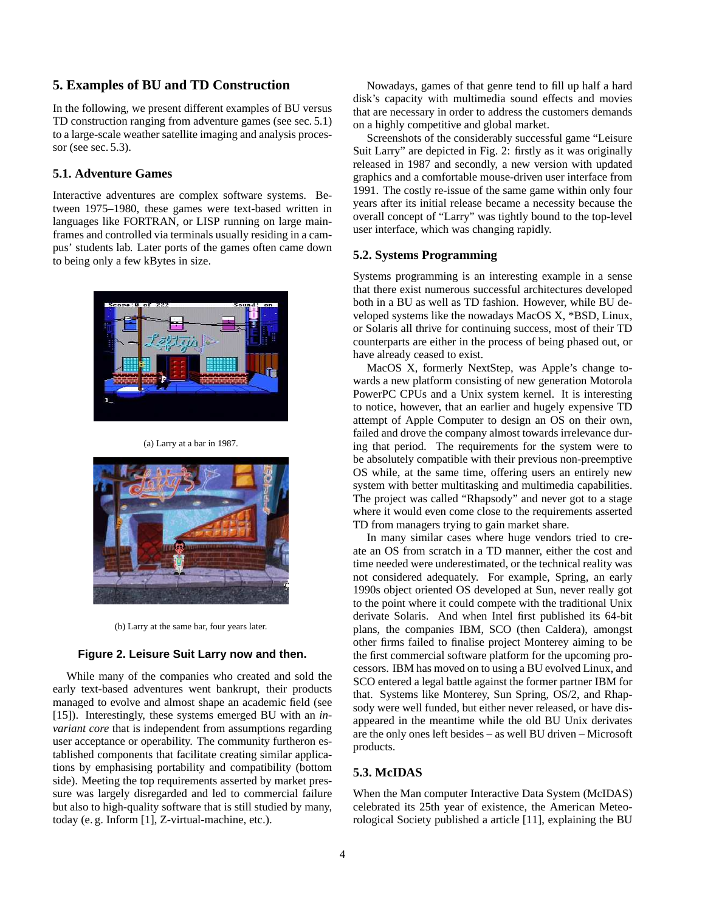## 5. Examples of BU and TD Construction

In the following, we present different examples of BU versus TD construction ranging from adventure games (see sec. 5.1) to a large-scale weather satellite imaging and analysis processor (see sec. 5.3).

### 5.1. Adventure Games

Interactive adventures are complex software systems. Between 1975–1980, these games were text-based written in languages like FORTRAN, or LISP running on large mainframes and controlled via terminals usually residing in a campus' students lab. Later ports of the games often came down to being only a few kBytes in size.

(a) Larry at a bar in 1987.

(b) Larry at the same bar, four years later.

**Figure 2. Leisure Suit Larry now and then.**

While many of the companies who created and sold the early text-based adventures went bankrupt, their products managed to evolve and almost shape an academic field (see [15]). Interestingly, these systems emerged BU with an *invariant core* that is independent from assumptions regarding user acceptance or operability. The community furtheron established components that facilitate creating similar applications by emphasising portability and compatibility (bottom side). Meeting the top requirements asserted by market pressure was largely disregarded and led to commercial failure but also to high-quality software that is still studied by many, today (e. g. Inform [1], Z-virtual-machine, etc.).

Nowadays, games of that genre tend to fill up half a hard disk's capacity with multimedia sound effects and movies that are necessary in order to address the customers demands on a highly competitive and global market.

Screenshots of the considerably successful game "Leisure Suit Larry" are depicted in Fig. 2: firstly as it was originally released in 1987 and secondly, a new version with updated graphics and a comfortable mouse-driven user interface from 1991. The costly re-issue of the same game within only four years after its initial release became a necessity because the overall concept of "Larry" was tightly bound to the top-level user interface, which was changing rapidly.

### 5.2. Systems Programming

Systems programming is an interesting example in a sense that there exist numerous successful architectures developed both in a BU as well as TD fashion. However, while BU developed systems like the nowadays MacOS X, *BSD, Linux, or Solaris all thrive for continuing success, most of their TD counterparts are either in the process of being phased out, or have already ceased to exist.

MacOS X, formerly NextStep, was Apple's change towards a new platform consisting of new generation Motorola PowerPC CPUs and a Unix system kernel. It is interesting to notice, however, that an earlier and hugely expensive TD attempt of Apple Computer to design an OS on their own, failed and drove the company almost towards irrelevance during that period. The requirements for the system were to be absolutely compatible with their previous non-preemptive OS while, at the same time, offering users an entirely new system with better multitasking and multimedia capabilities. The project was called "Rhapsody" and never got to a stage where it would even come close to the requirements asserted TD from managers trying to gain market share.

In many similar cases where huge vendors tried to create an OS from scratch in a TD manner, either the cost and time needed were underestimated, or the technical reality was not considered adequately. For example, Spring, an early 1990s object oriented OS developed at Sun, never really got to the point where it could compete with the traditional Unix derivate Solaris. And when Intel first published its 64-bit plans, the companies IBM, SCO (then Caldera), amongst other firms failed to finalise project Monterey aiming to be the first commercial software platform for the upcoming processors. IBM has moved on to using a BU evolved Linux, and SCO entered a legal battle against the former partner IBM for that. Systems like Monterey, Sun Spring, OS/2, and Rhapsody were well funded, but either never released, or have disappeared in the meantime while the old BU Unix derivates are the only ones left besides – as well BU driven – Microsoft products.

### 5.3. McIDAS

When the Man computer Interactive Data System (McIDAS) celebrated its 25th year of existence, the American Meteorological Society published a article [11], explaining the BU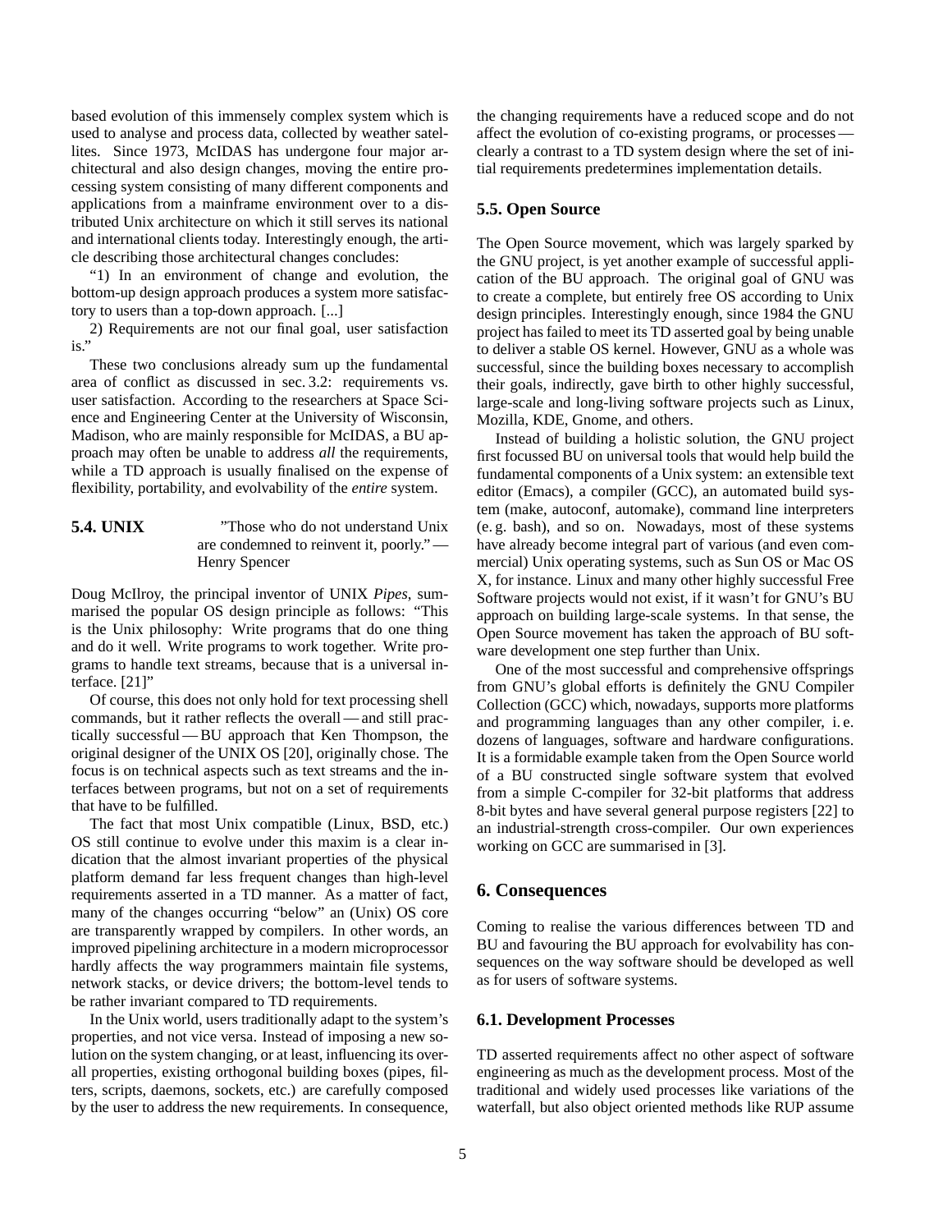based evolution of this immensely complex system which is used to analyse and process data, collected by weather satellites. Since 1973, McIDAS has undergone four major architectural and also design changes, moving the entire processing system consisting of many different components and applications from a mainframe environment over to a distributed Unix architecture on which it still serves its national and international clients today. Interestingly enough, the article describing those architectural changes concludes:

"1) In an environment of change and evolution, the bottom-up design approach produces a system more satisfactory to users than a top-down approach. [...]

2) Requirements are not our final goal, user satisfaction is."

These two conclusions already sum up the fundamental area of conflict as discussed in sec. 3.2: requirements vs. user satisfaction. According to the researchers at Space Science and Engineering Center at the University of Wisconsin, Madison, who are mainly responsible for McIDAS, a BU approach may often be unable to address *all* the requirements, while a TD approach is usually finalised on the expense of flexibility, portability, and evolvability of the *entire* system.

### 5.4. UNIX

> "Those who do not understand Unix are condemned to reinvent it, poorly." — Henry Spencer

Doug McIlroy, the principal inventor of UNIX *Pipes*, summarised the popular OS design principle as follows: "This is the Unix philosophy: Write programs that do one thing and do it well. Write programs to work together. Write programs to handle text streams, because that is a universal interface. [21]"

Of course, this does not only hold for text processing shell commands, but it rather reflects the overall — and still practically successful — BU approach that Ken Thompson, the original designer of the UNIX OS [20], originally chose. The focus is on technical aspects such as text streams and the interfaces between programs, but not on a set of requirements that have to be fulfilled.

The fact that most Unix compatible (Linux, BSD, etc.) OS still continue to evolve under this maxim is a clear indication that the almost invariant properties of the physical platform demand far less frequent changes than high-level requirements asserted in a TD manner. As a matter of fact, many of the changes occurring "below" an (Unix) OS core are transparently wrapped by compilers. In other words, an improved pipelining architecture in a modern microprocessor hardly affects the way programmers maintain file systems, network stacks, or device drivers; the bottom-level tends to be rather invariant compared to TD requirements.

In the Unix world, users traditionally adapt to the system's properties, and not vice versa. Instead of imposing a new solution on the system changing, or at least, influencing its overall properties, existing orthogonal building boxes (pipes, filters, scripts, daemons, sockets, etc.) are carefully composed by the user to address the new requirements. In consequence, the changing requirements have a reduced scope and do not affect the evolution of co-existing programs, or processes — clearly a contrast to a TD system design where the set of initial requirements predetermines implementation details.

### 5.5. Open Source

The Open Source movement, which was largely sparked by the GNU project, is yet another example of successful application of the BU approach. The original goal of GNU was to create a complete, but entirely free OS according to Unix design principles. Interestingly enough, since 1984 the GNU project has failed to meet its TD asserted goal by being unable to deliver a stable OS kernel. However, GNU as a whole was successful, since the building boxes necessary to accomplish their goals, indirectly, gave birth to other highly successful, large-scale and long-living software projects such as Linux, Mozilla, KDE, Gnome, and others.

Instead of building a holistic solution, the GNU project first focussed BU on universal tools that would help build the fundamental components of a Unix system: an extensible text editor (Emacs), a compiler (GCC), an automated build system (make, autoconf, automake), command line interpreters (e. g. bash), and so on. Nowadays, most of these systems have already become integral part of various (and even commercial) Unix operating systems, such as Sun OS or Mac OS X, for instance. Linux and many other highly successful Free Software projects would not exist, if it wasn't for GNU's BU approach on building large-scale systems. In that sense, the Open Source movement has taken the approach of BU software development one step further than Unix.

One of the most successful and comprehensive offsprings from GNU's global efforts is definitely the GNU Compiler Collection (GCC) which, nowadays, supports more platforms and programming languages than any other compiler, i. e. dozens of languages, software and hardware configurations. It is a formidable example taken from the Open Source world of a BU constructed single software system that evolved from a simple C-compiler for 32-bit platforms that address 8-bit bytes and have several general purpose registers [22] to an industrial-strength cross-compiler. Our own experiences working on GCC are summarised in [3].

## 6. Consequences

Coming to realise the various differences between TD and BU and favouring the BU approach for evolvability has consequences on the way software should be developed as well as for users of software systems.

### 6.1. Development Processes

TD asserted requirements affect no other aspect of software engineering as much as the development process. Most of the traditional and widely used processes like variations of the waterfall, but also object oriented methods like RUP assume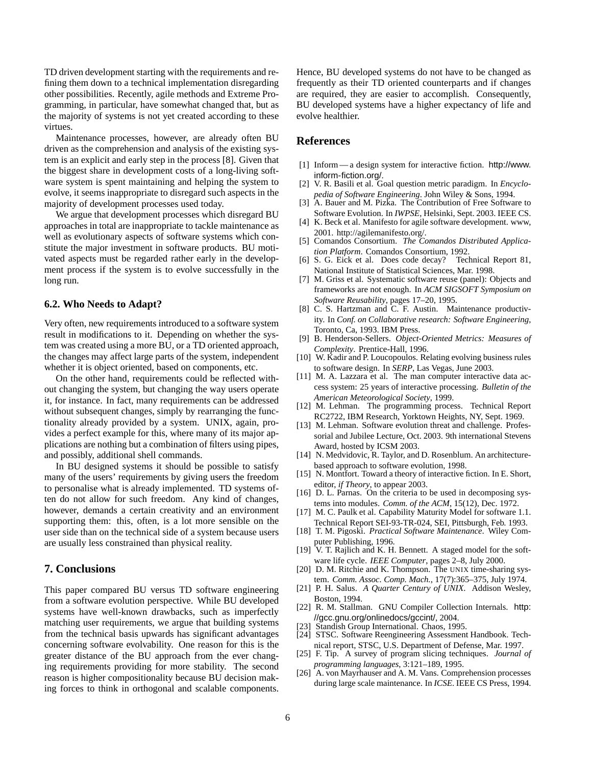TD driven development starting with the requirements and refining them down to a technical implementation disregarding other possibilities. Recently, agile methods and Extreme Programming, in particular, have somewhat changed that, but as the majority of systems is not yet created according to these virtues.

Maintenance processes, however, are already often BU driven as the comprehension and analysis of the existing system is an explicit and early step in the process [8]. Given that the biggest share in development costs of a long-living software system is spent maintaining and helping the system to evolve, it seems inappropriate to disregard such aspects in the majority of development processes used today.

We argue that development processes which disregard BU approaches in total are inappropriate to tackle maintenance as well as evolutionary aspects of software systems which constitute the major investment in software products. BU motivated aspects must be regarded rather early in the development process if the system is to evolve successfully in the long run.

### 6.2. Who Needs to Adapt?

Very often, new requirements introduced to a software system result in modifications to it. Depending on whether the system was created using a more BU, or a TD oriented approach, the changes may affect large parts of the system, independent whether it is object oriented, based on components, etc.

On the other hand, requirements could be reflected without changing the system, but changing the way users operate it, for instance. In fact, many requirements can be addressed without subsequent changes, simply by rearranging the functionality already provided by a system. UNIX, again, provides a perfect example for this, where many of its major applications are nothing but a combination of filters using pipes, and possibly, additional shell commands.

In BU designed systems it should be possible to satisfy many of the users' requirements by giving users the freedom to personalise what is already implemented. TD systems often do not allow for such freedom. Any kind of changes, however, demands a certain creativity and an environment supporting them: this, often, is a lot more sensible on the user side than on the technical side of a system because users are usually less constrained than physical reality.

## 7. Conclusions

This paper compared BU versus TD software engineering from a software evolution perspective. While BU developed systems have well-known drawbacks, such as imperfectly matching user requirements, we argue that building systems from the technical basis upwards has significant advantages concerning software evolvability. One reason for this is the greater distance of the BU approach from the ever changing requirements providing for more stability. The second reason is higher compositionality because BU decision making forces to think in orthogonal and scalable components. Hence, BU developed systems do not have to be changed as frequently as their TD oriented counterparts and if changes are required, they are easier to accomplish. Consequently, BU developed systems have a higher expectancy of life and evolve healthier.

## References

[1] Inform — a design system for interactive fiction. http://www.inform-fiction.org/.

[2] V. R. Basili et al. Goal question metric paradigm. In *Encyclopedia of Software Engineering*. John Wiley & Sons, 1994.

[3] A. Bauer and M. Pizka. The Contribution of Free Software to Software Evolution. In *IWPSE*, Helsinki, Sept. 2003. IEEE CS.

[4] K. Beck et al. Manifesto for agile software development. www, 2001. http://agilemanifesto.org/.

[5] Comandos Consortium. *The Comandos Distributed Application Platform*. Comandos Consortium, 1992.

[6] S. G. Eick et al. Does code decay? Technical Report 81, National Institute of Statistical Sciences, Mar. 1998.

[7] M. Griss et al. Systematic software reuse (panel): Objects and frameworks are not enough. In *ACM SIGSOFT Symposium on Software Reusability*, pages 17–20, 1995.

[8] C. S. Hartzman and C. F. Austin. Maintenance productivity. In *Conf. on Collaborative research: Software Engineering*, Toronto, Ca, 1993. IBM Press.

[9] B. Henderson-Sellers. *Object-Oriented Metrics: Measures of Complexity*. Prentice-Hall, 1996.

[10] W. Kadir and P. Loucopoulos. Relating evolving business rules to software design. In *SERP*, Las Vegas, June 2003.

[11] M. A. Lazzara et al. The man computer interactive data access system: 25 years of interactive processing. *Bulletin of the American Meteorological Society*, 1999.

[12] M. Lehman. The programming process. Technical Report RC2722, IBM Research, Yorktown Heights, NY, Sept. 1969.

[13] M. Lehman. Software evolution threat and challenge. Professorial and Jubilee Lecture, Oct. 2003. 9th international Stevens Award, hosted by ICSM 2003.

[14] N. Medvidovic, R. Taylor, and D. Rosenblum. An architecture-based approach to software evolution, 1998.

[15] N. Montfort. Toward a theory of interactive fiction. In E. Short, editor, *if Theory*, to appear 2003.

[16] D. L. Parnas. On the criteria to be used in decomposing systems into modules. *Comm. of the ACM*, 15(12), Dec. 1972.

[17] M. C. Paulk et al. Capability Maturity Model for software 1.1. Technical Report SEI-93-TR-024, SEI, Pittsburgh, Feb. 1993.

[18] T. M. Pigoski. *Practical Software Maintenance*. Wiley Computer Publishing, 1996.

[19] V. T. Rajlich and K. H. Bennett. A staged model for the software life cycle. *IEEE Computer*, pages 2–8, July 2000.

[20] D. M. Ritchie and K. Thompson. The UNIX time-sharing system. *Comm. Assoc. Comp. Mach.*, 17(7):365–375, July 1974.

[21] P. H. Salus. *A Quarter Century of UNIX*. Addison Wesley, Boston, 1994.

[22] R. M. Stallman. GNU Compiler Collection Internals. http://gcc.gnu.org/onlinedocs/gccint/, 2004.

[23] Standish Group International. Chaos, 1995.

[24] STSC. Software Reengineering Assessment Handbook. Technical report, STSC, U.S. Department of Defense, Mar. 1997.

[25] F. Tip. A survey of program slicing techniques. *Journal of programming languages*, 3:121–189, 1995.

[26] A. von Mayrhauser and A. M. Vans. Comprehension processes during large scale maintenance. In *ICSE*. IEEE CS Press, 1994.